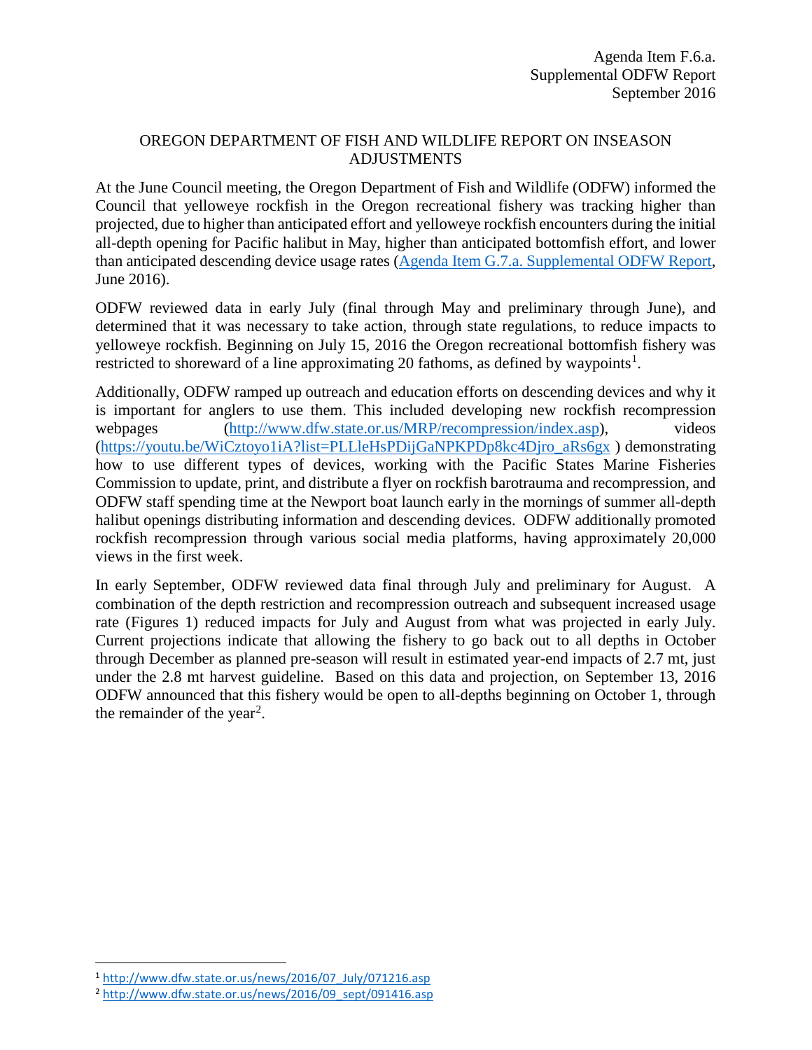Agenda Item F.6.a.
Supplemental ODFW Report
September 2016

# OREGON DEPARTMENT OF FISH AND WILDLIFE REPORT ON INSEASON ADJUSTMENTS

At the June Council meeting, the Oregon Department of Fish and Wildlife (ODFW) informed the Council that yelloweye rockfish in the Oregon recreational fishery was tracking higher than projected, due to higher than anticipated effort and yelloweye rockfish encounters during the initial all-depth opening for Pacific halibut in May, higher than anticipated bottomfish effort, and lower than anticipated descending device usage rates (Agenda Item G.7.a. Supplemental ODFW Report, June 2016).

ODFW reviewed data in early July (final through May and preliminary through June), and determined that it was necessary to take action, through state regulations, to reduce impacts to yelloweye rockfish. Beginning on July 15, 2016 the Oregon recreational bottomfish fishery was restricted to shoreward of a line approximating 20 fathoms, as defined by waypoints[1].

Additionally, ODFW ramped up outreach and education efforts on descending devices and why it is important for anglers to use them. This included developing new rockfish recompression webpages (http://www.dfw.state.or.us/MRP/recompression/index.asp), videos (https://youtu.be/WiCztoyo1iA?list=PLLleHsPDijGaNPKPDp8kc4Djro_aRs6gx ) demonstrating how to use different types of devices, working with the Pacific States Marine Fisheries Commission to update, print, and distribute a flyer on rockfish barotrauma and recompression, and ODFW staff spending time at the Newport boat launch early in the mornings of summer all-depth halibut openings distributing information and descending devices. ODFW additionally promoted rockfish recompression through various social media platforms, having approximately 20,000 views in the first week.

In early September, ODFW reviewed data final through July and preliminary for August. A combination of the depth restriction and recompression outreach and subsequent increased usage rate (Figures 1) reduced impacts for July and August from what was projected in early July. Current projections indicate that allowing the fishery to go back out to all depths in October through December as planned pre-season will result in estimated year-end impacts of 2.7 mt, just under the 2.8 mt harvest guideline. Based on this data and projection, on September 13, 2016 ODFW announced that this fishery would be open to all-depths beginning on October 1, through the remainder of the year[2].

---

[1] http://www.dfw.state.or.us/news/2016/07_July/071216.asp

[2] http://www.dfw.state.or.us/news/2016/09_sept/091416.asp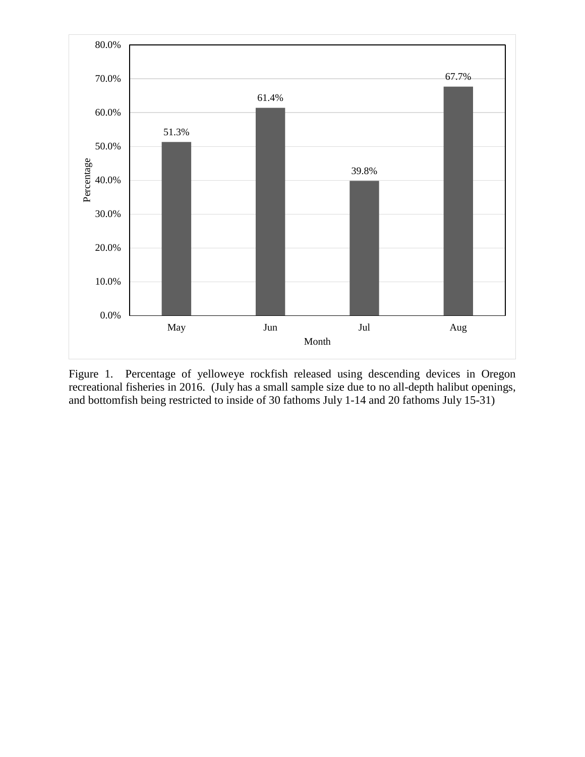80.0%
70.0%
60.0%
50.0%
40.0%
30.0%
20.0%
10.0%
0.0%

Percentage

51.3%
61.4%
39.8%
67.7%

May
Jun
Jul
Aug

Month

Figure 1. Percentage of yelloweye rockfish released using descending devices in Oregon recreational fisheries in 2016. (July has a small sample size due to no all-depth halibut openings, and bottomfish being restricted to inside of 30 fathoms July 1-14 and 20 fathoms July 15-31)